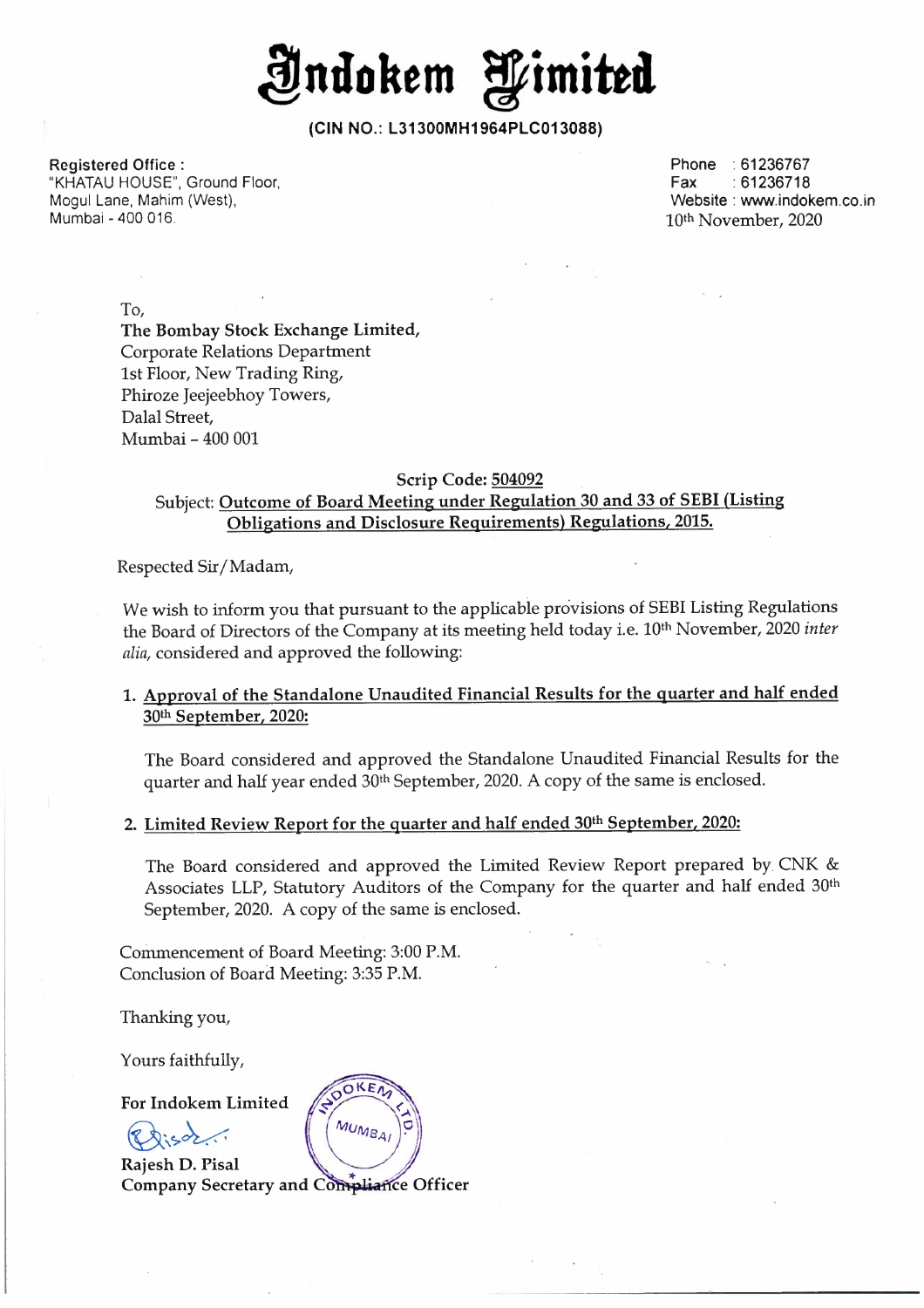# Indokem Limited

**(CIN NO.: L31300MH1964PLC013088)**

**Registered Office :**
"KHATAU HOUSE", Ground Floor,
Mogul Lane, Mahim (West),
Mumbai - 400 016.

Phone : 61236767
Fax : 61236718
Website : www.indokem.co.in

10th November, 2020

To,
**The Bombay Stock Exchange Limited,**
Corporate Relations Department
1st Floor, New Trading Ring,
Phiroze Jeejeebhoy Towers,
Dalal Street,
Mumbai – 400 001

**Scrip Code: 504092**

Subject: **Outcome of Board Meeting under Regulation 30 and 33 of SEBI (Listing Obligations and Disclosure Requirements) Regulations, 2015.**

Respected Sir/Madam,

We wish to inform you that pursuant to the applicable provisions of SEBI Listing Regulations the Board of Directors of the Company at its meeting held today i.e. 10th November, 2020 *inter alia,* considered and approved the following:

1. **Approval of the Standalone Unaudited Financial Results for the quarter and half ended 30th September, 2020:**

   The Board considered and approved the Standalone Unaudited Financial Results for the quarter and half year ended 30th September, 2020. A copy of the same is enclosed.

2. **Limited Review Report for the quarter and half ended 30th September, 2020:**

   The Board considered and approved the Limited Review Report prepared by CNK & Associates LLP, Statutory Auditors of the Company for the quarter and half ended 30th September, 2020. A copy of the same is enclosed.

Commencement of Board Meeting: 3:00 P.M.
Conclusion of Board Meeting: 3:35 P.M.

Thanking you,

Yours faithfully,

**For Indokem Limited**

**Rajesh D. Pisal**
**Company Secretary and Compliance Officer**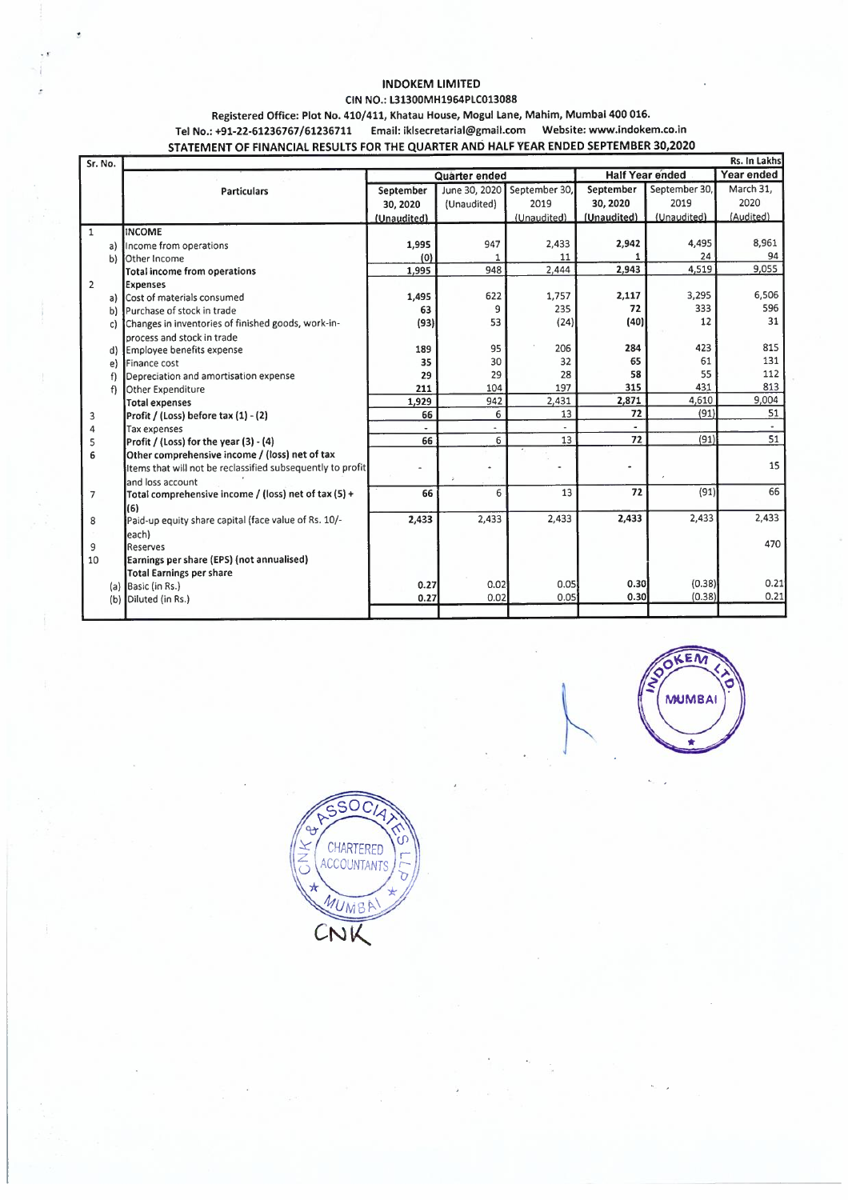# INDOKEM LIMITED

**CIN NO.: L31300MH1964PLC013088**

**Registered Office: Plot No. 410/411, Khatau House, Mogul Lane, Mahim, Mumbai 400 016.**

**Tel No.: +91-22-61236767/61236711 Email: iklsecretarial@gmail.com Website: www.indokem.co.in**

## STATEMENT OF FINANCIAL RESULTS FOR THE QUARTER AND HALF YEAR ENDED SEPTEMBER 30,2020

Rs. In Lakhs

| Sr. No. | | Particulars | Quarter ended | | | Half Year ended | | Year ended |
|---|---|---|---|---|---|---|---|---|
| | | | September 30, 2020 (Unaudited) | June 30, 2020 (Unaudited) | September 30, 2019 (Unaudited) | September 30, 2020 (Unaudited) | September 30, 2019 (Unaudited) | March 31, 2020 (Audited) |
| 1 | | **INCOME** | | | | | | |
| | a) | Income from operations | 1,995 | 947 | 2,433 | 2,942 | 4,495 | 8,961 |
| | b) | Other Income | (0) | 1 | 11 | 1 | 24 | 94 |
| | | **Total income from operations** | 1,995 | 948 | 2,444 | 2,943 | 4,519 | 9,055 |
| 2 | | **Expenses** | | | | | | |
| | a) | Cost of materials consumed | 1,495 | 622 | 1,757 | 2,117 | 3,295 | 6,506 |
| | b) | Purchase of stock in trade | 63 | 9 | 235 | 72 | 333 | 596 |
| | c) | Changes in inventories of finished goods, work-in-process and stock in trade | (93) | 53 | (24) | (40) | 12 | 31 |
| | d) | Employee benefits expense | 189 | 95 | 206 | 284 | 423 | 815 |
| | e) | Finance cost | 35 | 30 | 32 | 65 | 61 | 131 |
| | f) | Depreciation and amortisation expense | 29 | 29 | 28 | 58 | 55 | 112 |
| | f) | Other Expenditure | 211 | 104 | 197 | 315 | 431 | 813 |
| | | **Total expenses** | 1,929 | 942 | 2,431 | 2,871 | 4,610 | 9,004 |
| 3 | | **Profit / (Loss) before tax (1) - (2)** | 66 | 6 | 13 | 72 | (91) | 51 |
| 4 | | Tax expenses | - | - | - | - | | - |
| 5 | | **Profit / (Loss) for the year (3) - (4)** | 66 | 6 | 13 | 72 | (91) | 51 |
| 6 | | **Other comprehensive income / (loss) net of tax** Items that will not be reclassified subsequently to profit and loss account | - | - | - | - | | 15 |
| 7 | | **Total comprehensive income / (loss) net of tax (5) + (6)** | 66 | 6 | 13 | 72 | (91) | 66 |
| 8 | | Paid-up equity share capital (face value of Rs. 10/- each) | 2,433 | 2,433 | 2,433 | 2,433 | 2,433 | 2,433 |
| 9 | | Reserves | | | | | | 470 |
| 10 | | **Earnings per share (EPS) (not annualised)** | | | | | | |
| | | **Total Earnings per share** | | | | | | |
| | (a) | Basic (in Rs.) | 0.27 | 0.02 | 0.05 | 0.30 | (0.38) | 0.21 |
| | (b) | Diluted (in Rs.) | 0.27 | 0.02 | 0.05 | 0.30 | (0.38) | 0.21 |

INDOKEM LTD. MUMBAI

CNK & ASSOCIATES LLP CHARTERED ACCOUNTANTS MUMBAI

CNK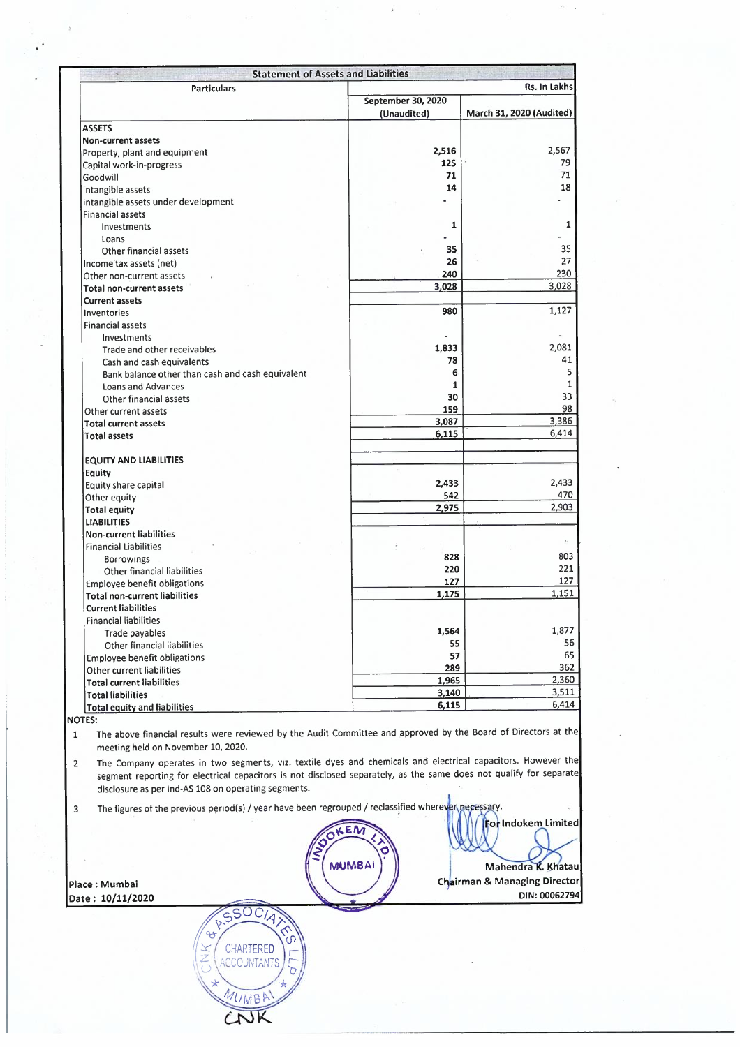## Statement of Assets and Liabilities

| Particulars | September 30, 2020 (Unaudited) | March 31, 2020 (Audited) |
|---|---|---|
| | | Rs. In Lakhs |
| **ASSETS** | | |
| **Non-current assets** | | |
| Property, plant and equipment | 2,516 | 2,567 |
| Capital work-in-progress | 125 | 79 |
| Goodwill | 71 | 71 |
| Intangible assets | 14 | 18 |
| Intangible assets under development | - | - |
| Financial assets | | |
| Investments | 1 | 1 |
| Loans | - | - |
| Other financial assets | 35 | 35 |
| Income tax assets (net) | 26 | 27 |
| Other non-current assets | 240 | 230 |
| **Total non-current assets** | 3,028 | 3,028 |
| **Current assets** | | |
| Inventories | 980 | 1,127 |
| Financial assets | | |
| Investments | - | - |
| Trade and other receivables | 1,833 | 2,081 |
| Cash and cash equivalents | 78 | 41 |
| Bank balance other than cash and cash equivalent | 6 | 5 |
| Loans and Advances | 1 | 1 |
| Other financial assets | 30 | 33 |
| Other current assets | 159 | 98 |
| **Total current assets** | 3,087 | 3,386 |
| **Total assets** | 6,115 | 6,414 |
| | | |
| **EQUITY AND LIABILITIES** | | |
| **Equity** | | |
| Equity share capital | 2,433 | 2,433 |
| Other equity | 542 | 470 |
| **Total equity** | 2,975 | 2,903 |
| **LIABILITIES** | | |
| **Non-current liabilities** | | |
| Financial Liabilities | | |
| Borrowings | 828 | 803 |
| Other financial liabilities | 220 | 221 |
| Employee benefit obligations | 127 | 127 |
| **Total non-current liabilities** | 1,175 | 1,151 |
| **Current liabilities** | | |
| Financial liabilities | | |
| Trade payables | 1,564 | 1,877 |
| Other financial liabilities | 55 | 56 |
| Employee benefit obligations | 57 | 65 |
| Other current liabilities | 289 | 362 |
| **Total current liabilities** | 1,965 | 2,360 |
| **Total liabilities** | 3,140 | 3,511 |
| **Total equity and liabilities** | 6,115 | 6,414 |

**NOTES:**

1. The above financial results were reviewed by the Audit Committee and approved by the Board of Directors at the meeting held on November 10, 2020.
2. The Company operates in two segments, viz. textile dyes and chemicals and electrical capacitors. However the segment reporting for electrical capacitors is not disclosed separately, as the same does not qualify for separate disclosure as per Ind-AS 108 on operating segments.
3. The figures of the previous period(s) / year have been regrouped / reclassified wherever necessary.

Place : Mumbai
Date : 10/11/2020

For Indokem Limited

Mahendra K. Khatau
Chairman & Managing Director
DIN: 00062794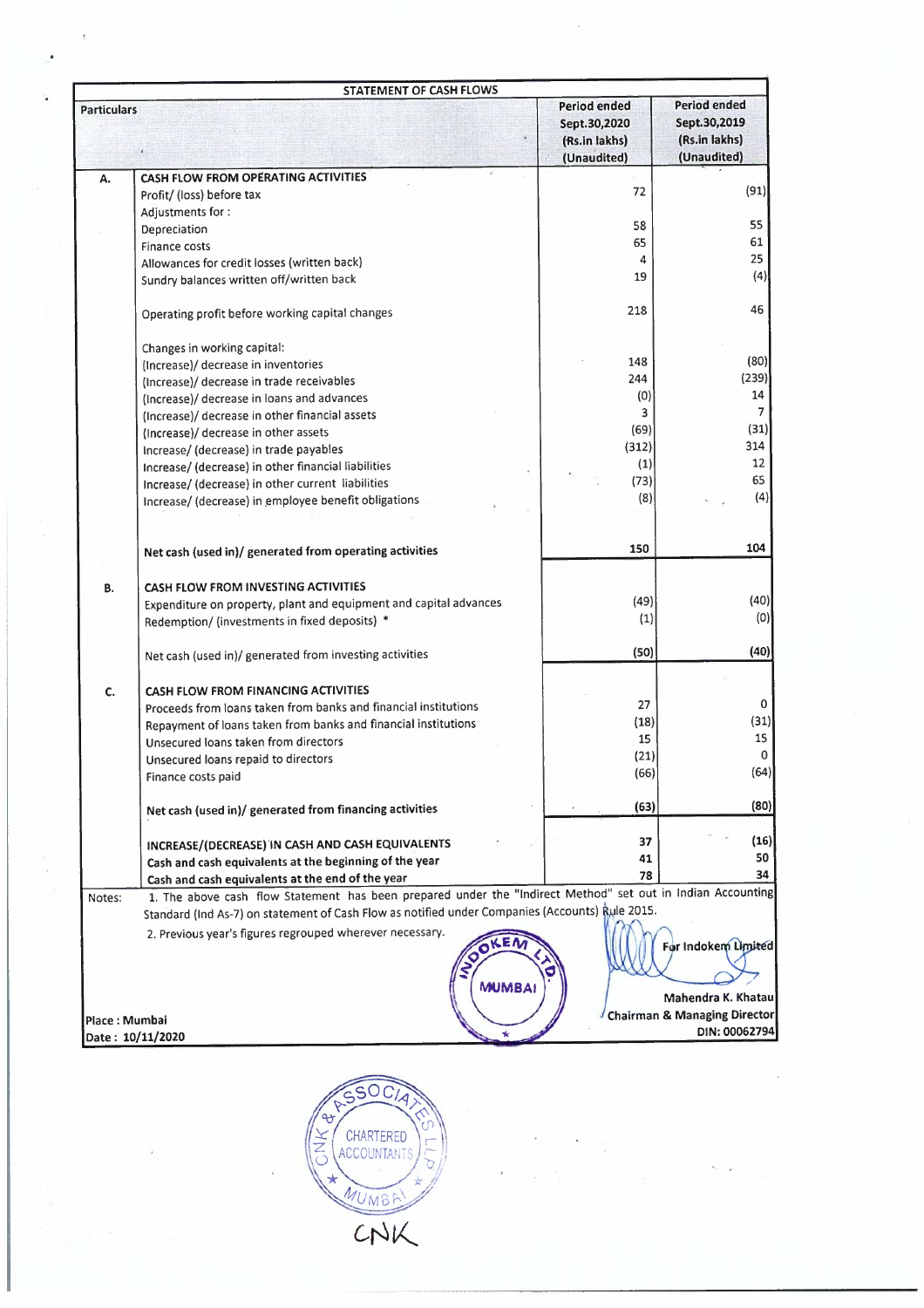## STATEMENT OF CASH FLOWS

| | Particulars | Period ended Sept.30,2020 (Rs.in lakhs) (Unaudited) | Period ended Sept.30,2019 (Rs.in lakhs) (Unaudited) |
|---|---|---|---|
| **A.** | **CASH FLOW FROM OPERATING ACTIVITIES** | | |
| | Profit/ (loss) before tax | 72 | (91) |
| | Adjustments for : | | |
| | Depreciation | 58 | 55 |
| | Finance costs | 65 | 61 |
| | Allowances for credit losses (written back) | 4 | 25 |
| | Sundry balances written off/written back | 19 | (4) |
| | Operating profit before working capital changes | 218 | 46 |
| | Changes in working capital: | | |
| | (Increase)/ decrease in inventories | 148 | (80) |
| | (Increase)/ decrease in trade receivables | 244 | (239) |
| | (Increase)/ decrease in loans and advances | (0) | 14 |
| | (Increase)/ decrease in other financial assets | 3 | 7 |
| | (Increase)/ decrease in other assets | (69) | (31) |
| | Increase/ (decrease) in trade payables | (312) | 314 |
| | Increase/ (decrease) in other financial liabilities | (1) | 12 |
| | Increase/ (decrease) in other current liabilities | (73) | 65 |
| | Increase/ (decrease) in employee benefit obligations | (8) | (4) |
| | **Net cash (used in)/ generated from operating activities** | **150** | **104** |
| **B.** | **CASH FLOW FROM INVESTING ACTIVITIES** | | |
| | Expenditure on property, plant and equipment and capital advances | (49) | (40) |
| | Redemption/ (investments in fixed deposits) * | (1) | (0) |
| | Net cash (used in)/ generated from investing activities | **(50)** | **(40)** |
| **C.** | **CASH FLOW FROM FINANCING ACTIVITIES** | | |
| | Proceeds from loans taken from banks and financial institutions | 27 | 0 |
| | Repayment of loans taken from banks and financial institutions | (18) | (31) |
| | Unsecured loans taken from directors | 15 | 15 |
| | Unsecured loans repaid to directors | (21) | 0 |
| | Finance costs paid | (66) | (64) |
| | **Net cash (used in)/ generated from financing activities** | **(63)** | **(80)** |
| | **INCREASE/(DECREASE) IN CASH AND CASH EQUIVALENTS** | **37** | **(16)** |
| | **Cash and cash equivalents at the beginning of the year** | **41** | **50** |
| | **Cash and cash equivalents at the end of the year** | **78** | **34** |

Notes:

1. The above cash flow Statement has been prepared under the "Indirect Method" set out in Indian Accounting Standard (Ind As-7) on statement of Cash Flow as notified under Companies (Accounts) Rule 2015.
2. Previous year's figures regrouped wherever necessary.

Place : Mumbai
Date : 10/11/2020

For Indokem Limited

Mahendra K. Khatau
Chairman & Managing Director
DIN: 00062794

CNK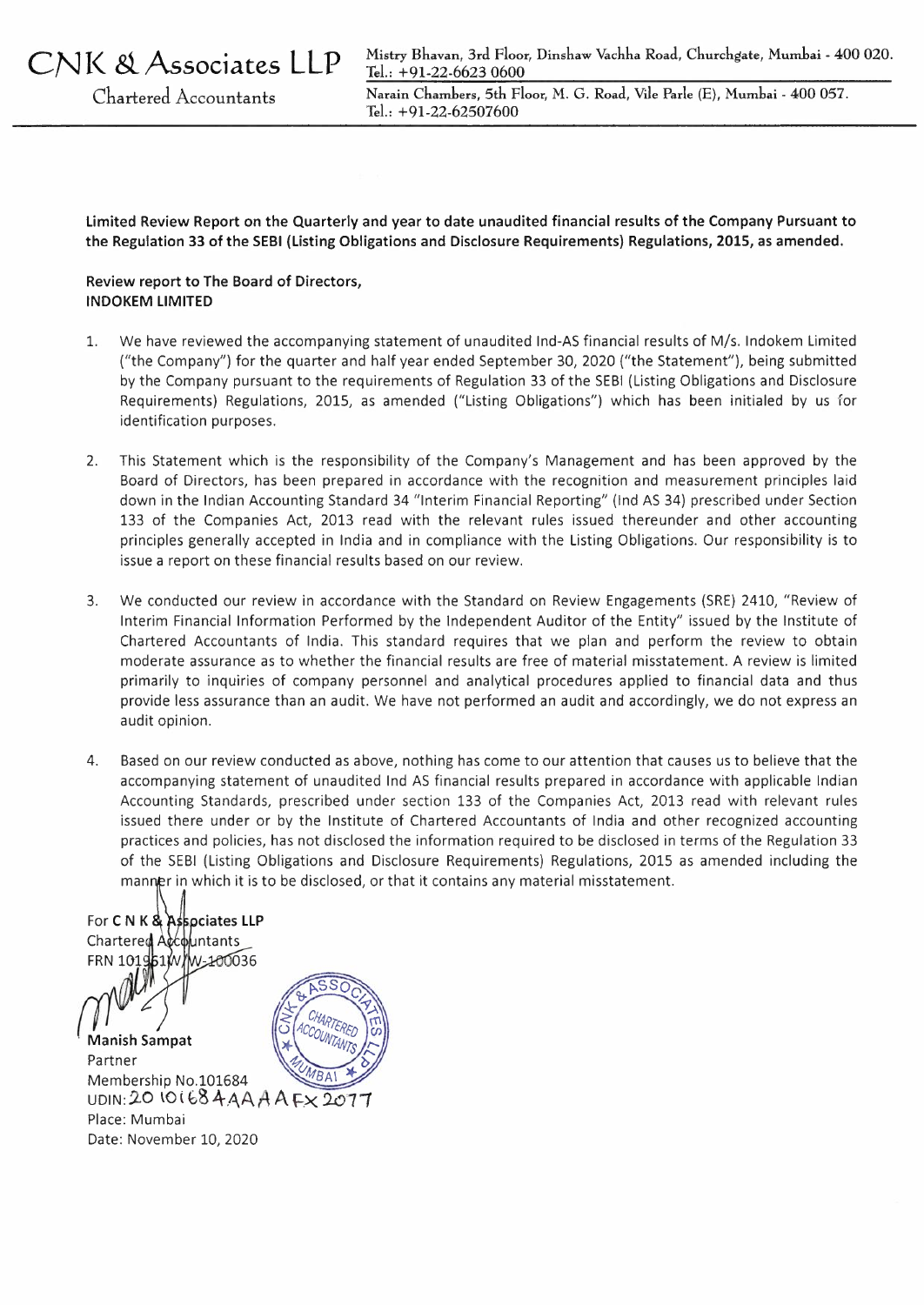# CNK & Associates LLP

Chartered Accountants

Mistry Bhavan, 3rd Floor, Dinshaw Vachha Road, Churchgate, Mumbai - 400 020.
Tel.: +91-22-6623 0600

Narain Chambers, 5th Floor, M. G. Road, Vile Parle (E), Mumbai - 400 057.
Tel.: +91-22-62507600

**Limited Review Report on the Quarterly and year to date unaudited financial results of the Company Pursuant to the Regulation 33 of the SEBI (Listing Obligations and Disclosure Requirements) Regulations, 2015, as amended.**

**Review report to The Board of Directors,**
**INDOKEM LIMITED**

1. We have reviewed the accompanying statement of unaudited Ind-AS financial results of M/s. Indokem Limited ("the Company") for the quarter and half year ended September 30, 2020 ("the Statement"), being submitted by the Company pursuant to the requirements of Regulation 33 of the SEBI (Listing Obligations and Disclosure Requirements) Regulations, 2015, as amended ("Listing Obligations") which has been initialed by us for identification purposes.

2. This Statement which is the responsibility of the Company's Management and has been approved by the Board of Directors, has been prepared in accordance with the recognition and measurement principles laid down in the Indian Accounting Standard 34 "Interim Financial Reporting" (Ind AS 34) prescribed under Section 133 of the Companies Act, 2013 read with the relevant rules issued thereunder and other accounting principles generally accepted in India and in compliance with the Listing Obligations. Our responsibility is to issue a report on these financial results based on our review.

3. We conducted our review in accordance with the Standard on Review Engagements (SRE) 2410, "Review of Interim Financial Information Performed by the Independent Auditor of the Entity" issued by the Institute of Chartered Accountants of India. This standard requires that we plan and perform the review to obtain moderate assurance as to whether the financial results are free of material misstatement. A review is limited primarily to inquiries of company personnel and analytical procedures applied to financial data and thus provide less assurance than an audit. We have not performed an audit and accordingly, we do not express an audit opinion.

4. Based on our review conducted as above, nothing has come to our attention that causes us to believe that the accompanying statement of unaudited Ind AS financial results prepared in accordance with applicable Indian Accounting Standards, prescribed under section 133 of the Companies Act, 2013 read with relevant rules issued there under or by the Institute of Chartered Accountants of India and other recognized accounting practices and policies, has not disclosed the information required to be disclosed in terms of the Regulation 33 of the SEBI (Listing Obligations and Disclosure Requirements) Regulations, 2015 as amended including the manner in which it is to be disclosed, or that it contains any material misstatement.

For **C N K & Associates LLP**
Chartered Accountants
FRN 101961W/W-100036

**Manish Sampat**
Partner
Membership No.101684
UDIN: 20101684AAAAFX2077
Place: Mumbai
Date: November 10, 2020